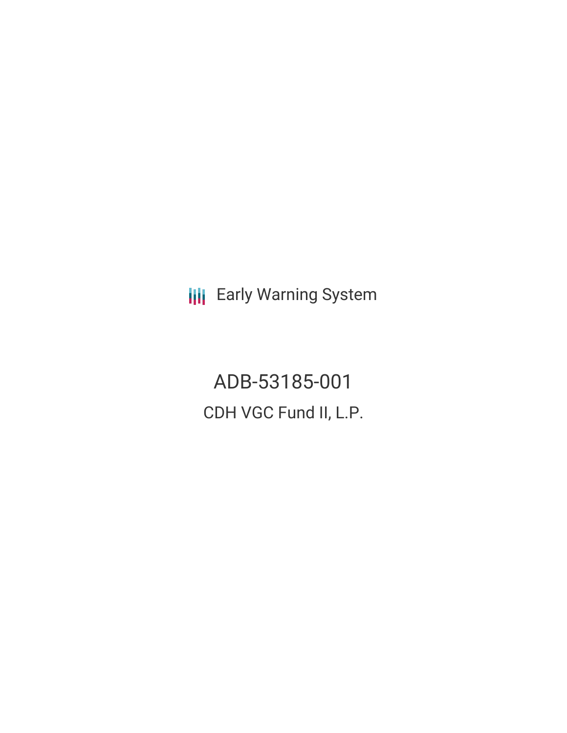Early Warning System

# ADB-53185-001

## CDH VGC Fund II, L.P.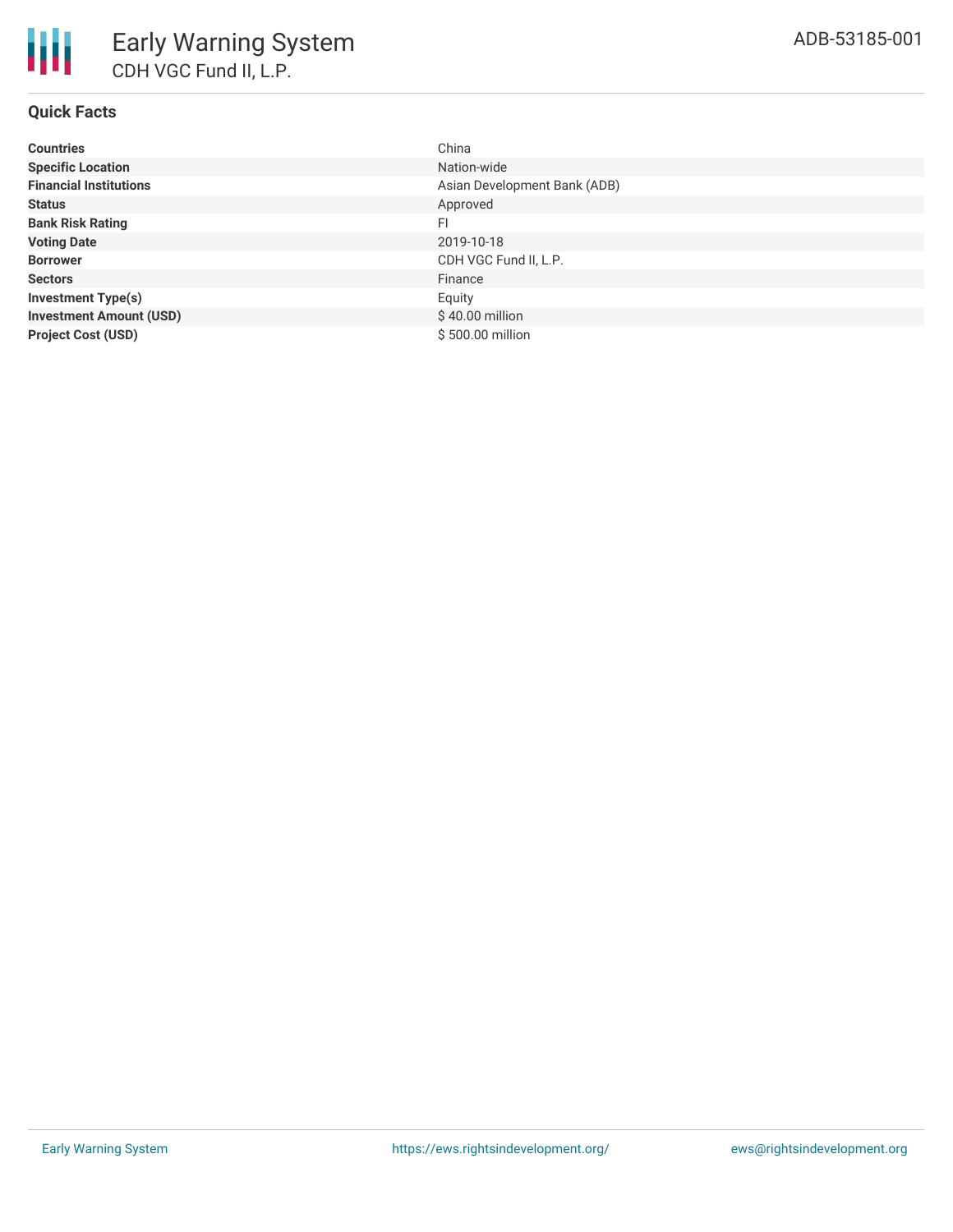## Quick Facts

| | |
|---|---|
| **Countries** | China |
| **Specific Location** | Nation-wide |
| **Financial Institutions** | Asian Development Bank (ADB) |
| **Status** | Approved |
| **Bank Risk Rating** | FI |
| **Voting Date** | 2019-10-18 |
| **Borrower** | CDH VGC Fund II, L.P. |
| **Sectors** | Finance |
| **Investment Type(s)** | Equity |
| **Investment Amount (USD)** | $ 40.00 million |
| **Project Cost (USD)** | $ 500.00 million |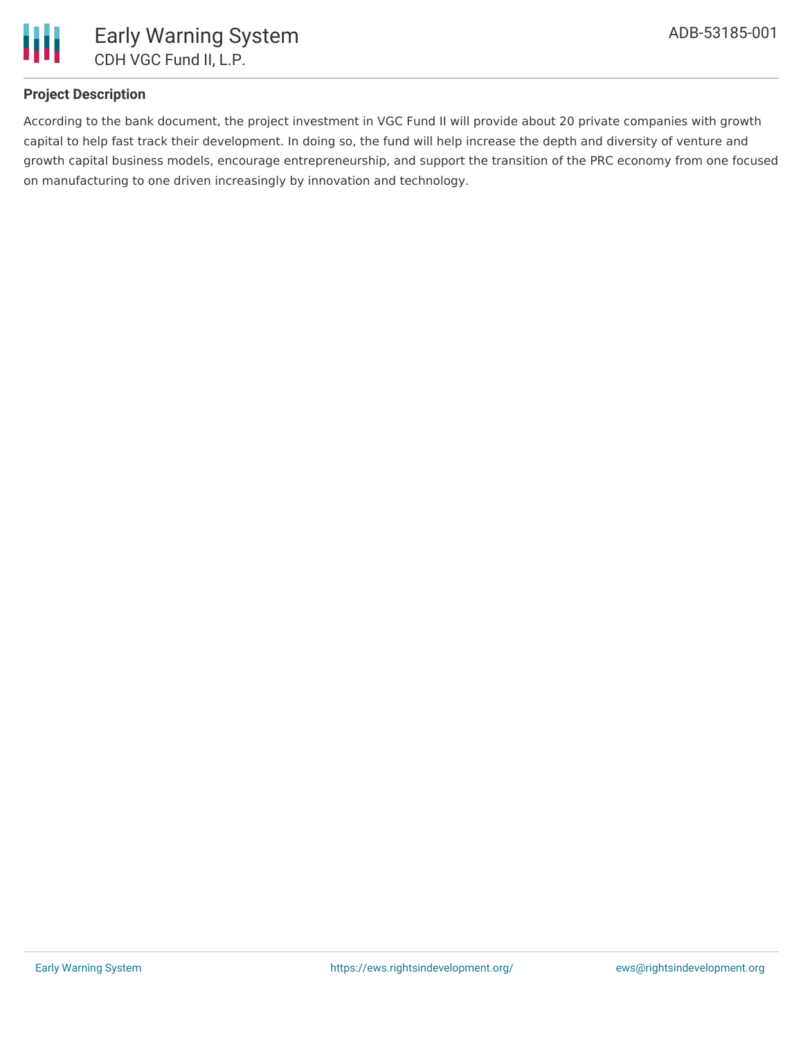## Project Description

According to the bank document, the project investment in VGC Fund II will provide about 20 private companies with growth capital to help fast track their development. In doing so, the fund will help increase the depth and diversity of venture and growth capital business models, encourage entrepreneurship, and support the transition of the PRC economy from one focused on manufacturing to one driven increasingly by innovation and technology.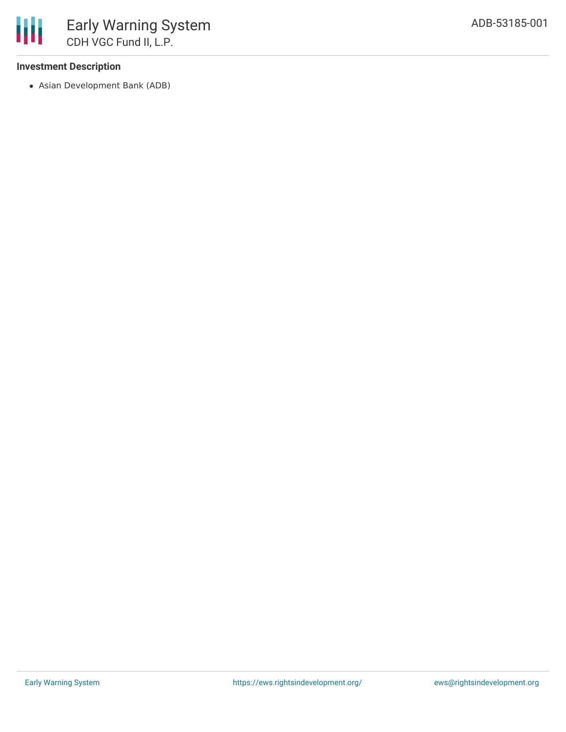### Investment Description

- Asian Development Bank (ADB)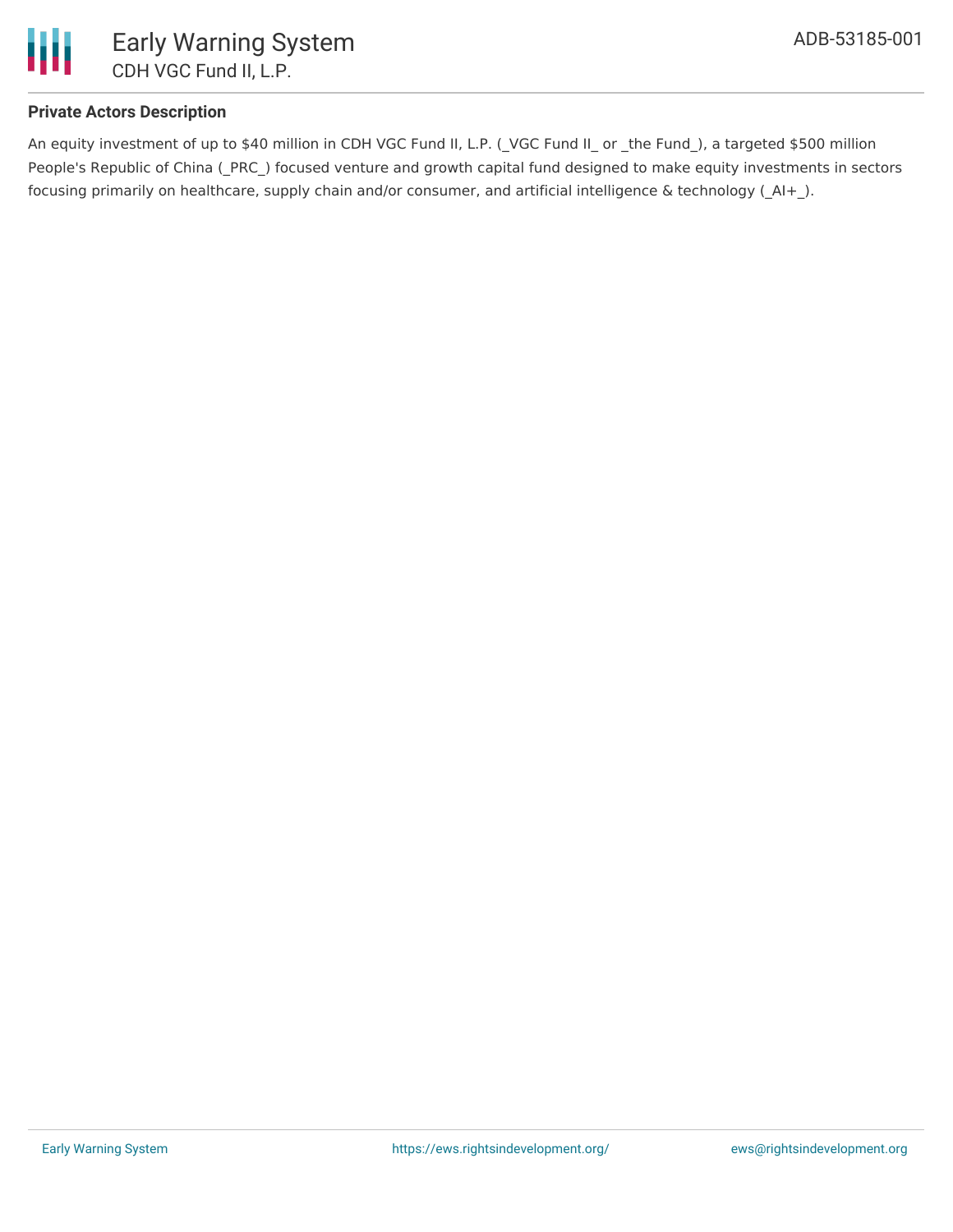**Private Actors Description**

An equity investment of up to $40 million in CDH VGC Fund II, L.P. (_VGC Fund II_ or _the Fund_), a targeted $500 million People's Republic of China (_PRC_) focused venture and growth capital fund designed to make equity investments in sectors focusing primarily on healthcare, supply chain and/or consumer, and artificial intelligence & technology (_AI+_).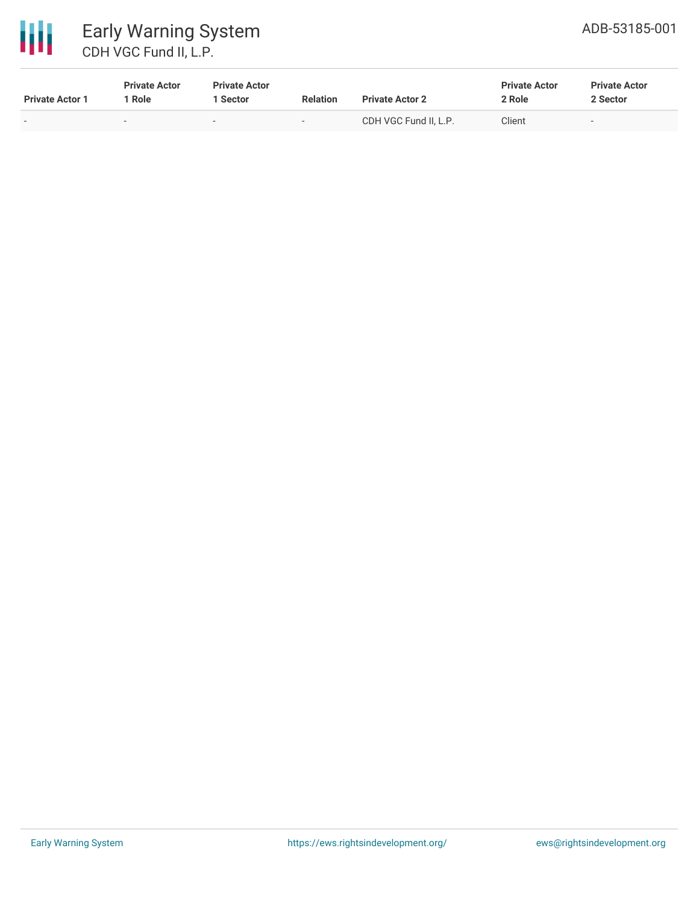| Private Actor 1 | Private Actor 1 Role | Private Actor 1 Sector | Relation | Private Actor 2 | Private Actor 2 Role | Private Actor 2 Sector |
|---|---|---|---|---|---|---|
| - | - | - | - | CDH VGC Fund II, L.P. | Client | - |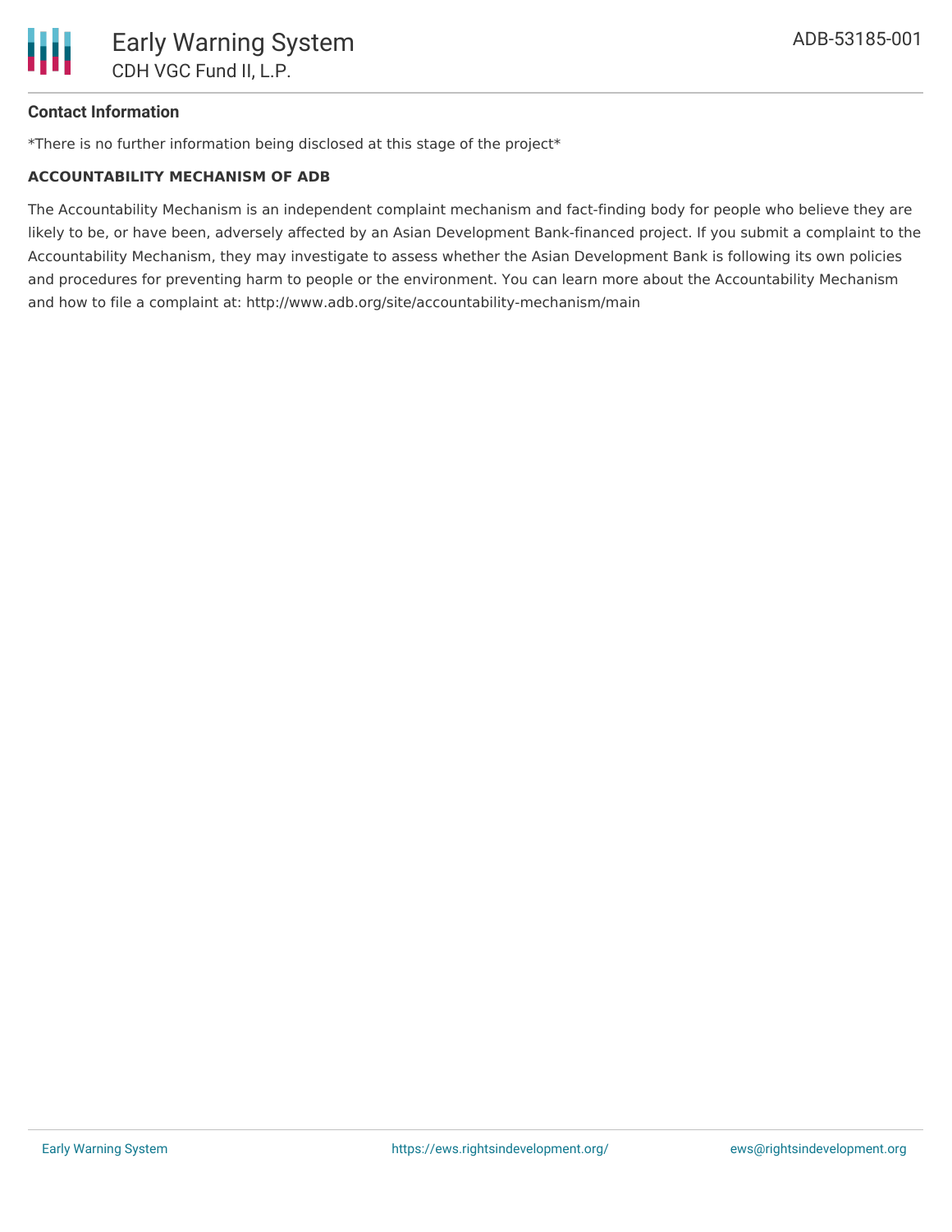## Contact Information

*There is no further information being disclosed at this stage of the project*

**ACCOUNTABILITY MECHANISM OF ADB**

The Accountability Mechanism is an independent complaint mechanism and fact-finding body for people who believe they are likely to be, or have been, adversely affected by an Asian Development Bank-financed project. If you submit a complaint to the Accountability Mechanism, they may investigate to assess whether the Asian Development Bank is following its own policies and procedures for preventing harm to people or the environment. You can learn more about the Accountability Mechanism and how to file a complaint at: http://www.adb.org/site/accountability-mechanism/main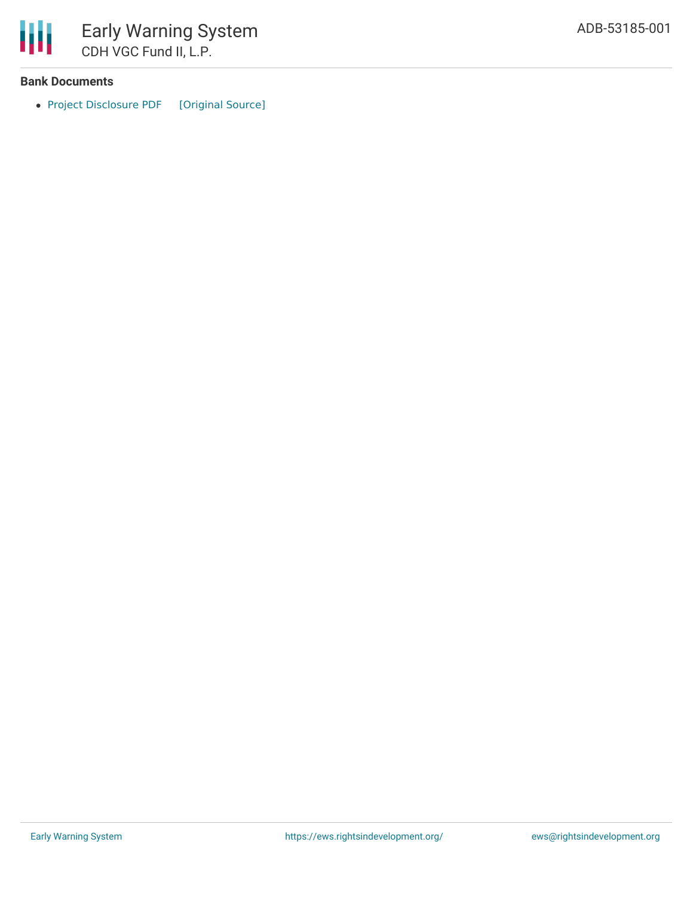**Bank Documents**

- Project Disclosure PDF [Original Source]